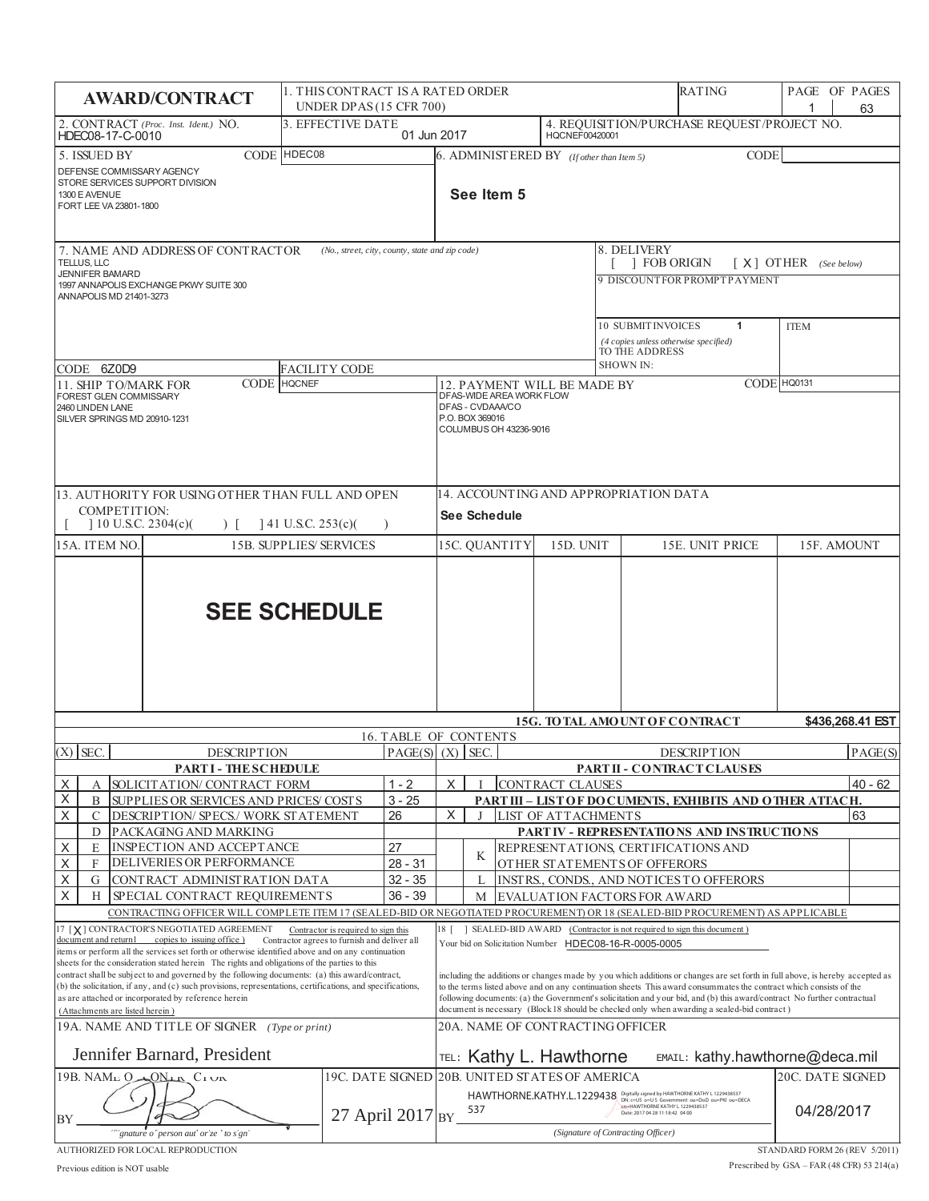# AWARD/CONTRACT

| | | | |
|---|---|---|---|
| **AWARD/CONTRACT** | 1. THIS CONTRACT IS A RATED ORDER UNDER DPAS (15 CFR 700) | RATING | PAGE 1 OF PAGES 63 |
| 2. CONTRACT (*Proc. Inst. Ident.*) NO. HDEC08-17-C-0010 | 3. EFFECTIVE DATE 01 Jun 2017 | 4. REQUISITION/PURCHASE REQUEST/PROJECT NO. HQCNEF00420001 | |
| 5. ISSUED BY CODE HDEC08<br>DEFENSE COMMISSARY AGENCY<br>STORE SERVICES SUPPORT DIVISION<br>1300 E AVENUE<br>FORT LEE VA 23801-1800 | 6. ADMINISTERED BY (*If other than Item 5*) CODE<br>**See Item 5** | | |
| 7. NAME AND ADDRESS OF CONTRACTOR (*No., street, city, county, state and zip code*)<br>TELLUS, LLC<br>JENNIFER BAMARD<br>1997 ANNAPOLIS EXCHANGE PKWY SUITE 300<br>ANNAPOLIS MD 21401-3273<br>CODE 6Z0D9 FACILITY CODE | 8. DELIVERY [ ] FOB ORIGIN [ X ] OTHER (*See below*)<br>9. DISCOUNT FOR PROMPT PAYMENT<br>10. SUBMIT INVOICES (*4 copies unless otherwise specified*) TO THE ADDRESS SHOWN IN: 1 ITEM | | |
| 11. SHIP TO/MARK FOR CODE HQCNEF<br>FOREST GLEN COMMISSARY<br>2460 LINDEN LANE<br>SILVER SPRINGS MD 20910-1231 | 12. PAYMENT WILL BE MADE BY CODE HQ0131<br>DFAS-WIDE AREA WORK FLOW<br>DFAS - CVDAAA/CO<br>P.O. BOX 369016<br>COLUMBUS OH 43236-9016 | | |
| 13. AUTHORITY FOR USING OTHER THAN FULL AND OPEN COMPETITION:<br>[ ] 10 U.S.C. 2304(c)( ) [ ] 41 U.S.C. 253(c)( ) | 14. ACCOUNTING AND APPROPRIATION DATA<br>**See Schedule** | | |

| 15A. ITEM NO. | 15B. SUPPLIES/ SERVICES | 15C. QUANTITY | 15D. UNIT | 15E. UNIT PRICE | 15F. AMOUNT |
|---|---|---|---|---|---|
| | **SEE SCHEDULE** | | | | |
| | | | | **15G. TOTAL AMOUNT OF CONTRACT** | **$436,268.41 EST** |

## 16. TABLE OF CONTENTS

| (X) | SEC. | DESCRIPTION | PAGE(S) | (X) | SEC. | DESCRIPTION | PAGE(S) |
|---|---|---|---|---|---|---|---|
| | | **PART I - THE SCHEDULE** | | | | **PART II - CONTRACT CLAUSES** | |
| X | A | SOLICITATION/ CONTRACT FORM | 1 - 2 | X | I | CONTRACT CLAUSES | 40 - 62 |
| X | B | SUPPLIES OR SERVICES AND PRICES/ COSTS | 3 - 25 | | | **PART III – LIST OF DOCUMENTS, EXHIBITS AND OTHER ATTACH.** | |
| X | C | DESCRIPTION/ SPECS./ WORK STATEMENT | 26 | X | J | LIST OF ATTACHMENTS | 63 |
| | D | PACKAGING AND MARKING | | | | **PART IV - REPRESENTATIONS AND INSTRUCTIONS** | |
| X | E | INSPECTION AND ACCEPTANCE | 27 | | K | REPRESENTATIONS, CERTIFICATIONS AND OTHER STATEMENTS OF OFFERORS | |
| X | F | DELIVERIES OR PERFORMANCE | 28 - 31 | | | | |
| X | G | CONTRACT ADMINISTRATION DATA | 32 - 35 | | L | INSTRS., CONDS., AND NOTICES TO OFFERORS | |
| X | H | SPECIAL CONTRACT REQUIREMENTS | 36 - 39 | | M | EVALUATION FACTORS FOR AWARD | |

CONTRACTING OFFICER WILL COMPLETE ITEM 17 (SEALED-BID OR NEGOTIATED PROCUREMENT) OR 18 (SEALED-BID PROCUREMENT) AS APPLICABLE

17. [X] CONTRACTOR'S NEGOTIATED AGREEMENT Contractor is required to sign this document and return 1 copies to issuing office.) Contractor agrees to furnish and deliver all items or perform all the services set forth or otherwise identified above and on any continuation sheets for the consideration stated herein. The rights and obligations of the parties to this contract shall be subject to and governed by the following documents: (a) this award/contract, (b) the solicitation, if any, and (c) such provisions, representations, certifications, and specifications, as are attached or incorporated by reference herein. (Attachments are listed herein.)

18. [ ] SEALED-BID AWARD (Contractor is not required to sign this document.) Your bid on Solicitation Number HDEC08-16-R-0005-0005 including the additions or changes made by you which additions or changes are set forth in full above, is hereby accepted as to the terms listed above and on any continuation sheets. This award consummates the contract which consists of the following documents: (a) the Government's solicitation and your bid, and (b) this award/contract. No further contractual document is necessary. (Block 18 should be checked only when awarding a sealed-bid contract.)

| | | | |
|---|---|---|---|
| 19A. NAME AND TITLE OF SIGNER (*Type or print*)<br>Jennifer Barnard, President | | 20A. NAME OF CONTRACTING OFFICER<br>TEL: Kathy L. Hawthorne EMAIL: kathy.hawthorne@deca.mil | |
| 19B. NAME OF CONTRACTOR<br>BY [signature]<br>(Signature of person authorized to sign) | 19C. DATE SIGNED<br>27 April 2017 | 20B. UNITED STATES OF AMERICA<br>BY HAWTHORNE.KATHY.L.1229438537 (digitally signed, Date: 2017.04.28 11:18:42 -04'00')<br>(Signature of Contracting Officer) | 20C. DATE SIGNED<br>04/28/2017 |

AUTHORIZED FOR LOCAL REPRODUCTION
Previous edition is NOT usable

STANDARD FORM 26 (REV. 5/2011)
Prescribed by GSA – FAR (48 CFR) 53.214(a)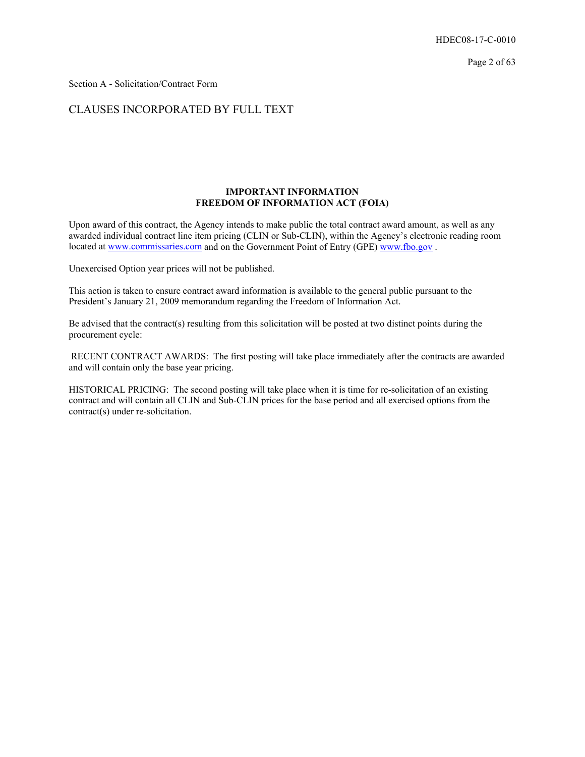Section A - Solicitation/Contract Form

## CLAUSES INCORPORATED BY FULL TEXT

**IMPORTANT INFORMATION**
**FREEDOM OF INFORMATION ACT (FOIA)**

Upon award of this contract, the Agency intends to make public the total contract award amount, as well as any awarded individual contract line item pricing (CLIN or Sub-CLIN), within the Agency's electronic reading room located at www.commissaries.com and on the Government Point of Entry (GPE) www.fbo.gov .

Unexercised Option year prices will not be published.

This action is taken to ensure contract award information is available to the general public pursuant to the President's January 21, 2009 memorandum regarding the Freedom of Information Act.

Be advised that the contract(s) resulting from this solicitation will be posted at two distinct points during the procurement cycle:

RECENT CONTRACT AWARDS: The first posting will take place immediately after the contracts are awarded and will contain only the base year pricing.

HISTORICAL PRICING: The second posting will take place when it is time for re-solicitation of an existing contract and will contain all CLIN and Sub-CLIN prices for the base period and all exercised options from the contract(s) under re-solicitation.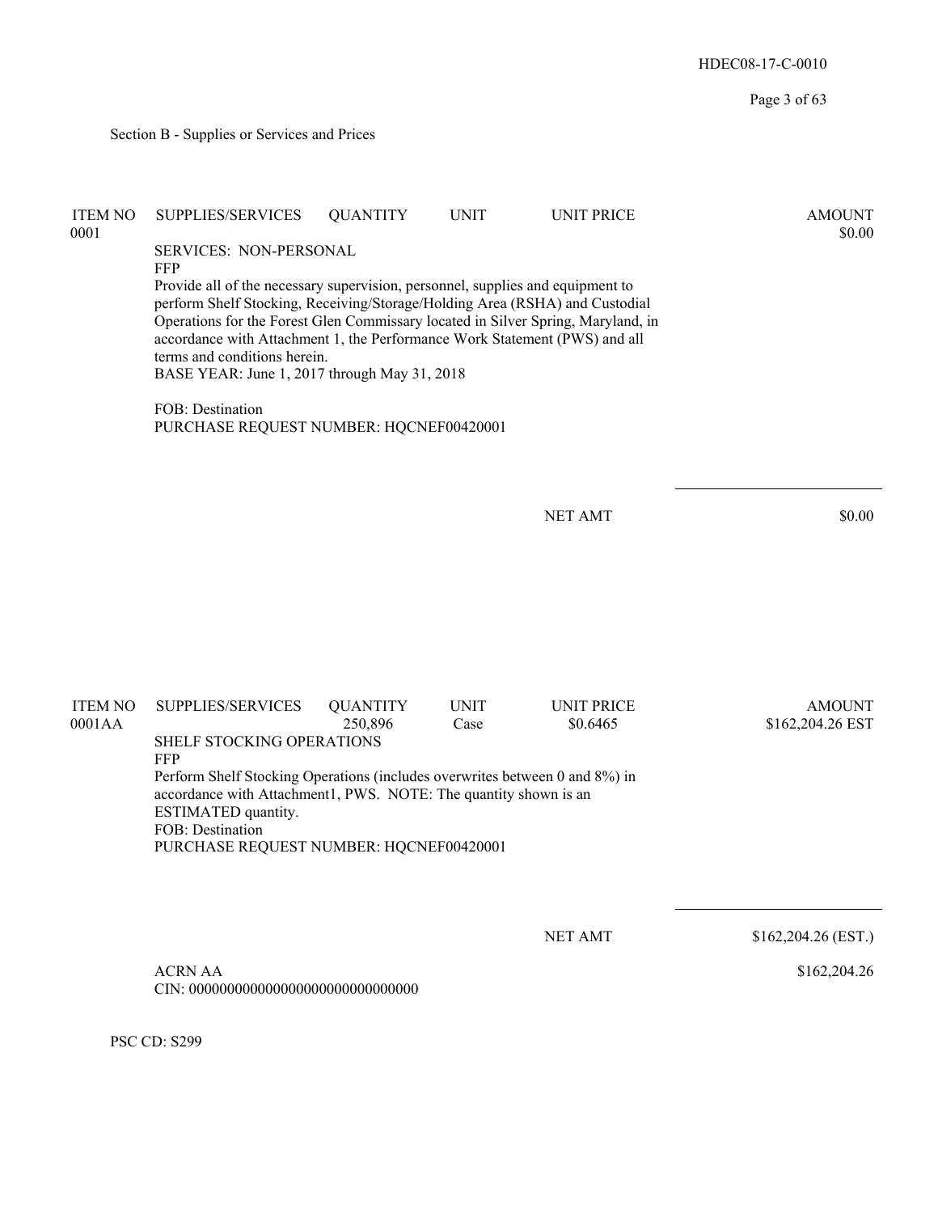## Section B - Supplies or Services and Prices

| ITEM NO | SUPPLIES/SERVICES | QUANTITY | UNIT | UNIT PRICE | AMOUNT |
|---|---|---|---|---|---|
| 0001 | | | | | $0.00 |

SERVICES: NON-PERSONAL
FFP
Provide all of the necessary supervision, personnel, supplies and equipment to perform Shelf Stocking, Receiving/Storage/Holding Area (RSHA) and Custodial Operations for the Forest Glen Commissary located in Silver Spring, Maryland, in accordance with Attachment 1, the Performance Work Statement (PWS) and all terms and conditions herein.
BASE YEAR: June 1, 2017 through May 31, 2018

FOB: Destination
PURCHASE REQUEST NUMBER: HQCNEF00420001

NET AMT $0.00

| ITEM NO | SUPPLIES/SERVICES | QUANTITY | UNIT | UNIT PRICE | AMOUNT |
|---|---|---|---|---|---|
| 0001AA | | 250,896 | Case | $0.6465 | $162,204.26 EST |

SHELF STOCKING OPERATIONS
FFP
Perform Shelf Stocking Operations (includes overwrites between 0 and 8%) in accordance with Attachment1, PWS. NOTE: The quantity shown is an ESTIMATED quantity.
FOB: Destination
PURCHASE REQUEST NUMBER: HQCNEF00420001

NET AMT $162,204.26 (EST.)

ACRN AA $162,204.26
CIN: 000000000000000000000000000000

PSC CD: S299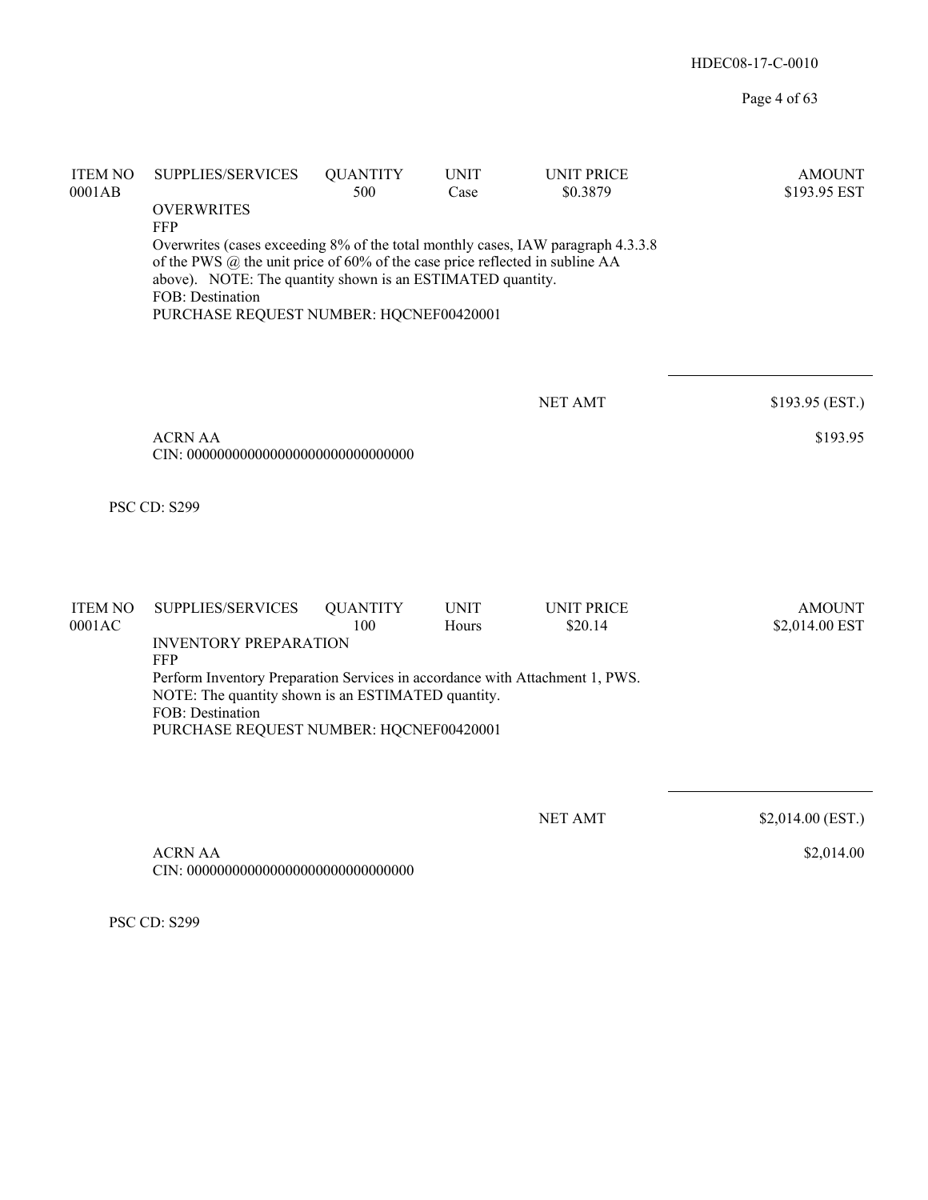| ITEM NO | SUPPLIES/SERVICES | QUANTITY | UNIT | UNIT PRICE | AMOUNT |
|---|---|---|---|---|---|
| 0001AB | | 500 | Case | $0.3879 | $193.95 EST |

OVERWRITES
FFP
Overwrites (cases exceeding 8% of the total monthly cases, IAW paragraph 4.3.3.8 of the PWS @ the unit price of 60% of the case price reflected in subline AA above). NOTE: The quantity shown is an ESTIMATED quantity.
FOB: Destination
PURCHASE REQUEST NUMBER: HQCNEF00420001

| | |
|---|---|
| NET AMT | $193.95 (EST.) |

ACRN AA — $193.95
CIN: 000000000000000000000000000000

PSC CD: S299

| ITEM NO | SUPPLIES/SERVICES | QUANTITY | UNIT | UNIT PRICE | AMOUNT |
|---|---|---|---|---|---|
| 0001AC | | 100 | Hours | $20.14 | $2,014.00 EST |

INVENTORY PREPARATION
FFP
Perform Inventory Preparation Services in accordance with Attachment 1, PWS.
NOTE: The quantity shown is an ESTIMATED quantity.
FOB: Destination
PURCHASE REQUEST NUMBER: HQCNEF00420001

| | |
|---|---|
| NET AMT | $2,014.00 (EST.) |

ACRN AA — $2,014.00
CIN: 000000000000000000000000000000

PSC CD: S299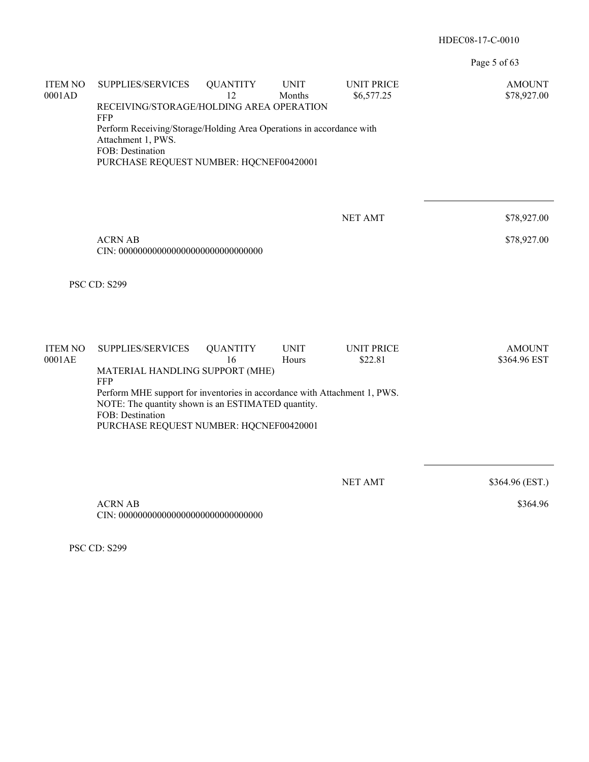| ITEM NO | SUPPLIES/SERVICES | QUANTITY | UNIT | UNIT PRICE | AMOUNT |
|---|---|---|---|---|---|
| 0001AD | | 12 | Months | $6,577.25 | $78,927.00 |

RECEIVING/STORAGE/HOLDING AREA OPERATION
FFP
Perform Receiving/Storage/Holding Area Operations in accordance with Attachment 1, PWS.
FOB: Destination
PURCHASE REQUEST NUMBER: HQCNEF00420001

NET AMT $78,927.00

ACRN AB $78,927.00
CIN: 000000000000000000000000000000

PSC CD: S299

| ITEM NO | SUPPLIES/SERVICES | QUANTITY | UNIT | UNIT PRICE | AMOUNT |
|---|---|---|---|---|---|
| 0001AE | | 16 | Hours | $22.81 | $364.96 EST |

MATERIAL HANDLING SUPPORT (MHE)
FFP
Perform MHE support for inventories in accordance with Attachment 1, PWS.
NOTE: The quantity shown is an ESTIMATED quantity.
FOB: Destination
PURCHASE REQUEST NUMBER: HQCNEF00420001

NET AMT $364.96 (EST.)

ACRN AB $364.96
CIN: 000000000000000000000000000000

PSC CD: S299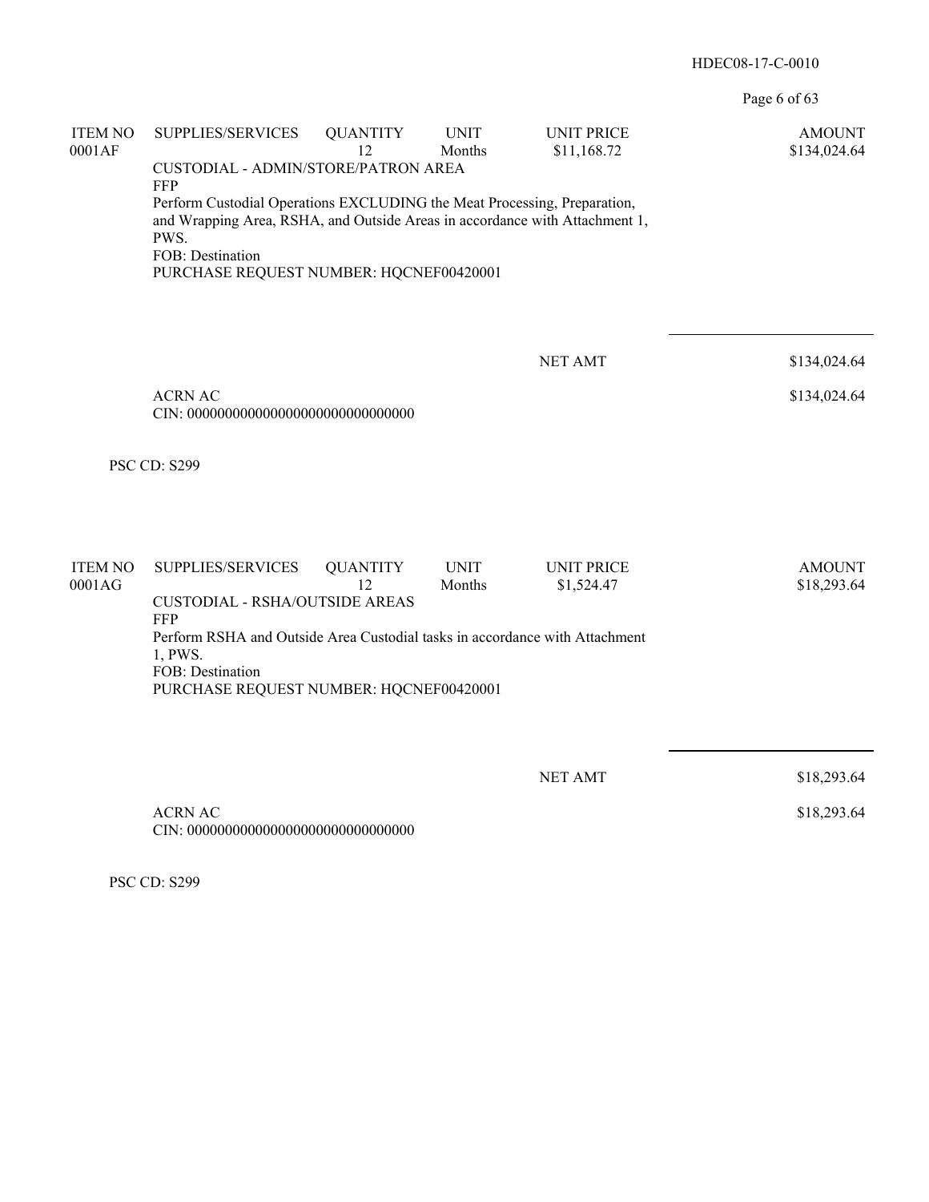| ITEM NO | SUPPLIES/SERVICES | QUANTITY | UNIT | UNIT PRICE | AMOUNT |
|---|---|---|---|---|---|
| 0001AF | | 12 | Months | $11,168.72 | $134,024.64 |

CUSTODIAL - ADMIN/STORE/PATRON AREA
FFP
Perform Custodial Operations EXCLUDING the Meat Processing, Preparation, and Wrapping Area, RSHA, and Outside Areas in accordance with Attachment 1, PWS.
FOB: Destination
PURCHASE REQUEST NUMBER: HQCNEF00420001

NET AMT $134,024.64

ACRN AC $134,024.64
CIN: 000000000000000000000000000000

PSC CD: S299

| ITEM NO | SUPPLIES/SERVICES | QUANTITY | UNIT | UNIT PRICE | AMOUNT |
|---|---|---|---|---|---|
| 0001AG | | 12 | Months | $1,524.47 | $18,293.64 |

CUSTODIAL - RSHA/OUTSIDE AREAS
FFP
Perform RSHA and Outside Area Custodial tasks in accordance with Attachment 1, PWS.
FOB: Destination
PURCHASE REQUEST NUMBER: HQCNEF00420001

NET AMT $18,293.64

ACRN AC $18,293.64
CIN: 000000000000000000000000000000

PSC CD: S299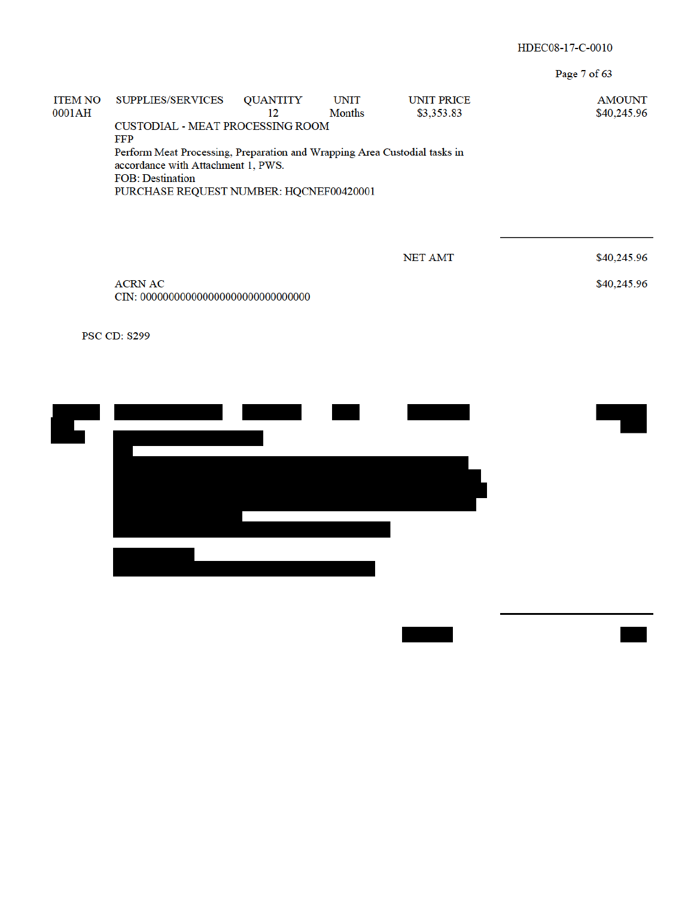| ITEM NO | SUPPLIES/SERVICES | QUANTITY | UNIT | UNIT PRICE | AMOUNT |
| --- | --- | --- | --- | --- | --- |
| 0001AH | | 12 | Months | $3,353.83 | $40,245.96 |

CUSTODIAL - MEAT PROCESSING ROOM
FFP
Perform Meat Processing, Preparation and Wrapping Area Custodial tasks in accordance with Attachment 1, PWS.
FOB: Destination
PURCHASE REQUEST NUMBER: HQCNEF00420001

NET AMT $40,245.96

ACRN AC $40,245.96
CIN: 000000000000000000000000000000

PSC CD: S299